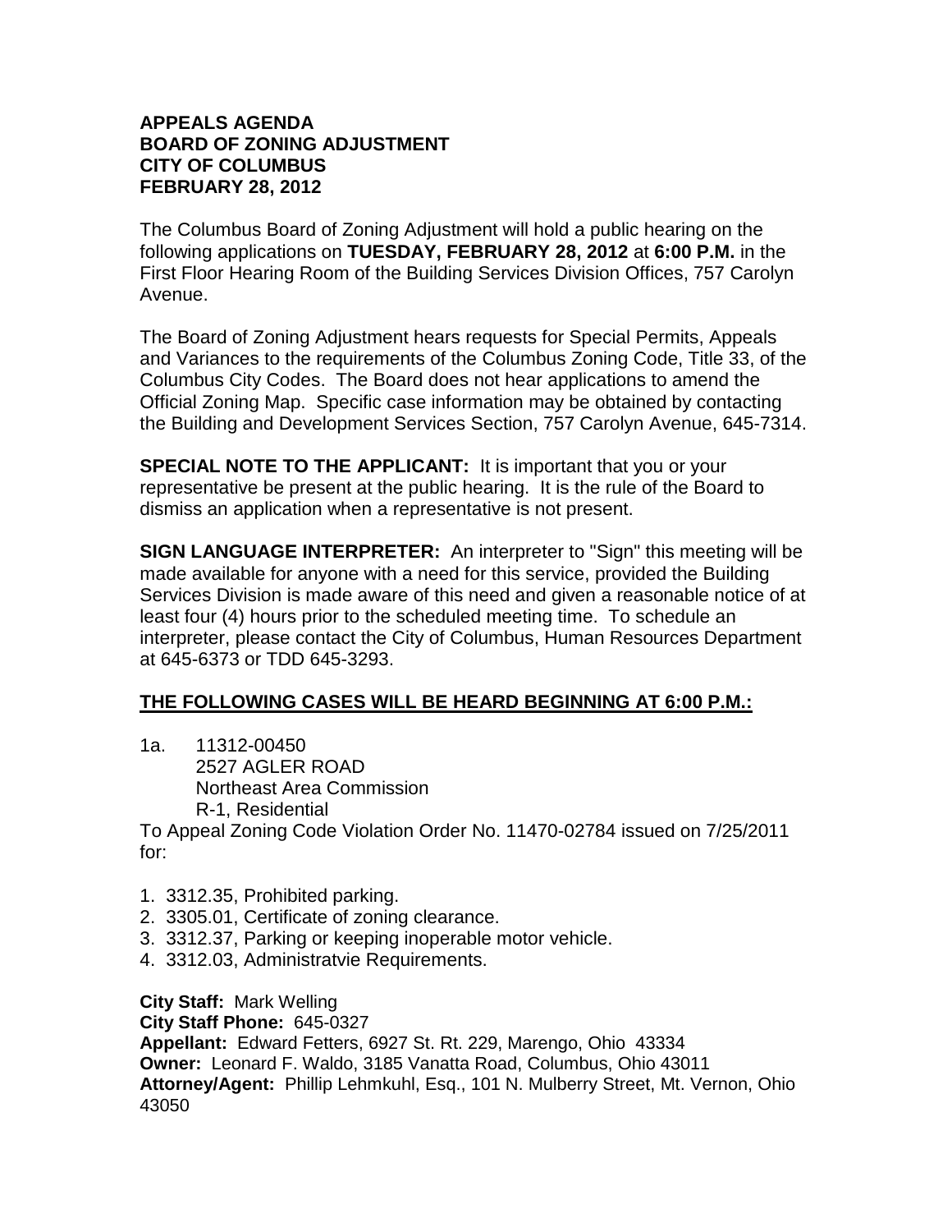**APPEALS AGENDA**
**BOARD OF ZONING ADJUSTMENT**
**CITY OF COLUMBUS**
**FEBRUARY 28, 2012**

The Columbus Board of Zoning Adjustment will hold a public hearing on the following applications on **TUESDAY, FEBRUARY 28, 2012** at **6:00 P.M.** in the First Floor Hearing Room of the Building Services Division Offices, 757 Carolyn Avenue.

The Board of Zoning Adjustment hears requests for Special Permits, Appeals and Variances to the requirements of the Columbus Zoning Code, Title 33, of the Columbus City Codes. The Board does not hear applications to amend the Official Zoning Map. Specific case information may be obtained by contacting the Building and Development Services Section, 757 Carolyn Avenue, 645-7314.

**SPECIAL NOTE TO THE APPLICANT:** It is important that you or your representative be present at the public hearing. It is the rule of the Board to dismiss an application when a representative is not present.

**SIGN LANGUAGE INTERPRETER:** An interpreter to "Sign" this meeting will be made available for anyone with a need for this service, provided the Building Services Division is made aware of this need and given a reasonable notice of at least four (4) hours prior to the scheduled meeting time. To schedule an interpreter, please contact the City of Columbus, Human Resources Department at 645-6373 or TDD 645-3293.

**THE FOLLOWING CASES WILL BE HEARD BEGINNING AT 6:00 P.M.:**

1a. 11312-00450
2527 AGLER ROAD
Northeast Area Commission
R-1, Residential

To Appeal Zoning Code Violation Order No. 11470-02784 issued on 7/25/2011 for:

1. 3312.35, Prohibited parking.
2. 3305.01, Certificate of zoning clearance.
3. 3312.37, Parking or keeping inoperable motor vehicle.
4. 3312.03, Administratvie Requirements.

**City Staff:** Mark Welling
**City Staff Phone:** 645-0327
**Appellant:** Edward Fetters, 6927 St. Rt. 229, Marengo, Ohio 43334
**Owner:** Leonard F. Waldo, 3185 Vanatta Road, Columbus, Ohio 43011
**Attorney/Agent:** Phillip Lehmkuhl, Esq., 101 N. Mulberry Street, Mt. Vernon, Ohio 43050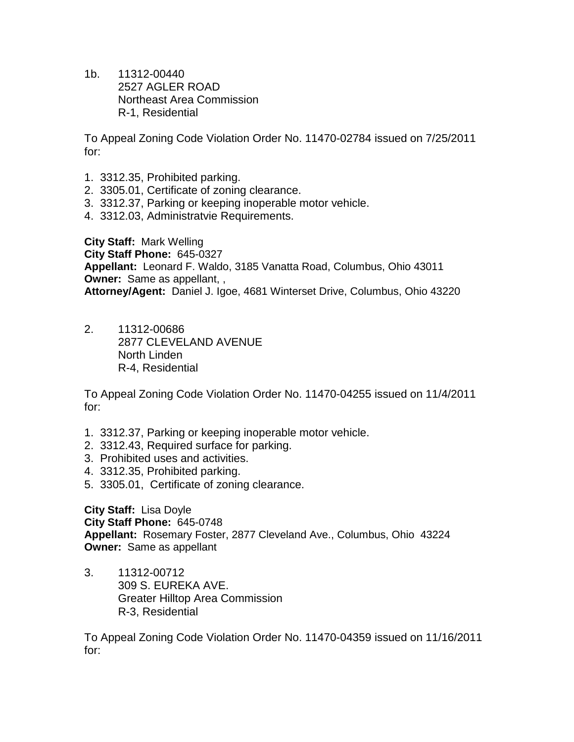1b. 11312-00440
2527 AGLER ROAD
Northeast Area Commission
R-1, Residential

To Appeal Zoning Code Violation Order No. 11470-02784 issued on 7/25/2011 for:

1. 3312.35, Prohibited parking.
2. 3305.01, Certificate of zoning clearance.
3. 3312.37, Parking or keeping inoperable motor vehicle.
4. 3312.03, Administratvie Requirements.

**City Staff:** Mark Welling
**City Staff Phone:** 645-0327
**Appellant:** Leonard F. Waldo, 3185 Vanatta Road, Columbus, Ohio 43011
**Owner:** Same as appellant, ,
**Attorney/Agent:** Daniel J. Igoe, 4681 Winterset Drive, Columbus, Ohio 43220

2. 11312-00686
2877 CLEVELAND AVENUE
North Linden
R-4, Residential

To Appeal Zoning Code Violation Order No. 11470-04255 issued on 11/4/2011 for:

1. 3312.37, Parking or keeping inoperable motor vehicle.
2. 3312.43, Required surface for parking.
3. Prohibited uses and activities.
4. 3312.35, Prohibited parking.
5. 3305.01, Certificate of zoning clearance.

**City Staff:** Lisa Doyle
**City Staff Phone:** 645-0748
**Appellant:** Rosemary Foster, 2877 Cleveland Ave., Columbus, Ohio 43224
**Owner:** Same as appellant

3. 11312-00712
309 S. EUREKA AVE.
Greater Hilltop Area Commission
R-3, Residential

To Appeal Zoning Code Violation Order No. 11470-04359 issued on 11/16/2011 for: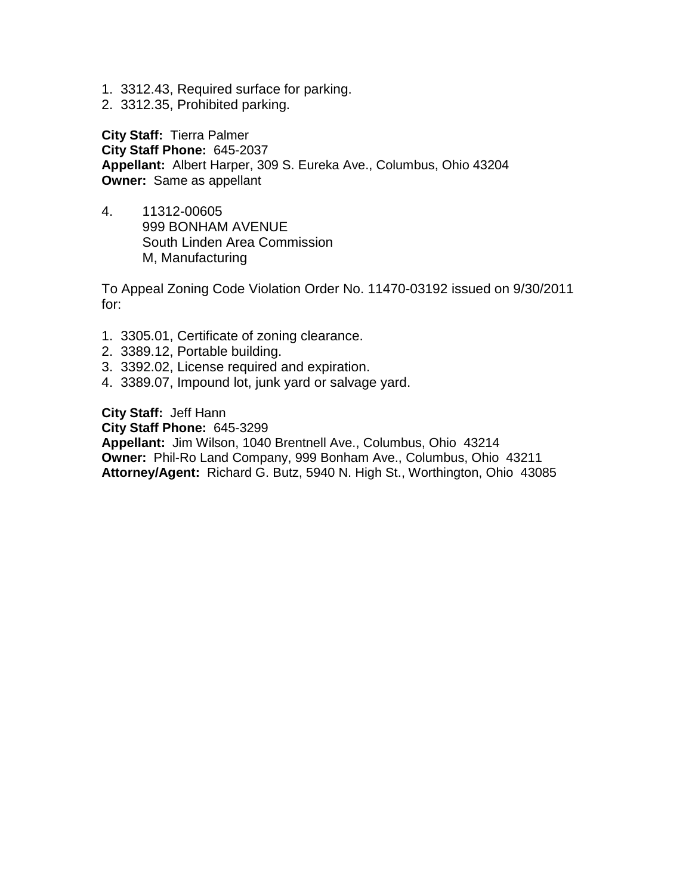1. 3312.43, Required surface for parking.
2. 3312.35, Prohibited parking.

**City Staff:** Tierra Palmer
**City Staff Phone:** 645-2037
**Appellant:** Albert Harper, 309 S. Eureka Ave., Columbus, Ohio 43204
**Owner:** Same as appellant

4. 11312-00605
   999 BONHAM AVENUE
   South Linden Area Commission
   M, Manufacturing

To Appeal Zoning Code Violation Order No. 11470-03192 issued on 9/30/2011 for:

1. 3305.01, Certificate of zoning clearance.
2. 3389.12, Portable building.
3. 3392.02, License required and expiration.
4. 3389.07, Impound lot, junk yard or salvage yard.

**City Staff:** Jeff Hann
**City Staff Phone:** 645-3299
**Appellant:** Jim Wilson, 1040 Brentnell Ave., Columbus, Ohio 43214
**Owner:** Phil-Ro Land Company, 999 Bonham Ave., Columbus, Ohio 43211
**Attorney/Agent:** Richard G. Butz, 5940 N. High St., Worthington, Ohio 43085